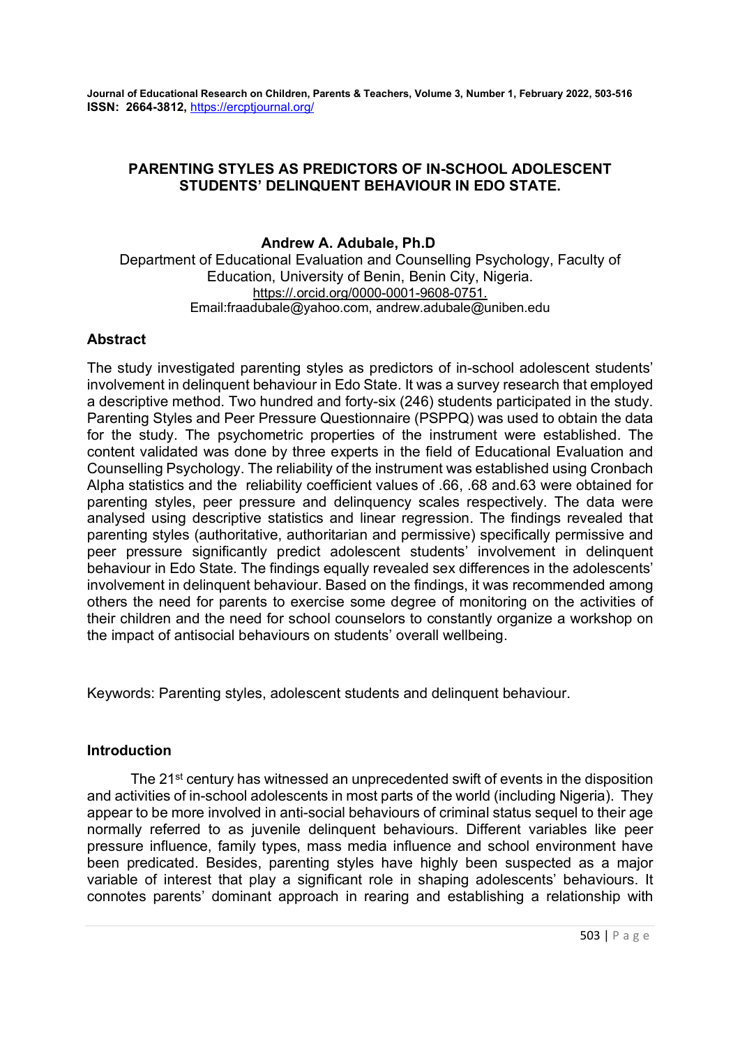# PARENTING STYLES AS PREDICTORS OF IN-SCHOOL ADOLESCENT STUDENTS' DELINQUENT BEHAVIOUR IN EDO STATE.

**Andrew A. Adubale, Ph.D**

Department of Educational Evaluation and Counselling Psychology, Faculty of Education, University of Benin, Benin City, Nigeria.
https://.orcid.org/0000-0001-9608-0751.
Email:fraadubale@yahoo.com, andrew.adubale@uniben.edu

## Abstract

The study investigated parenting styles as predictors of in-school adolescent students' involvement in delinquent behaviour in Edo State. It was a survey research that employed a descriptive method. Two hundred and forty-six (246) students participated in the study. Parenting Styles and Peer Pressure Questionnaire (PSPPQ) was used to obtain the data for the study. The psychometric properties of the instrument were established. The content validated was done by three experts in the field of Educational Evaluation and Counselling Psychology. The reliability of the instrument was established using Cronbach Alpha statistics and the reliability coefficient values of .66, .68 and.63 were obtained for parenting styles, peer pressure and delinquency scales respectively. The data were analysed using descriptive statistics and linear regression. The findings revealed that parenting styles (authoritative, authoritarian and permissive) specifically permissive and peer pressure significantly predict adolescent students' involvement in delinquent behaviour in Edo State. The findings equally revealed sex differences in the adolescents' involvement in delinquent behaviour. Based on the findings, it was recommended among others the need for parents to exercise some degree of monitoring on the activities of their children and the need for school counselors to constantly organize a workshop on the impact of antisocial behaviours on students' overall wellbeing.

Keywords: Parenting styles, adolescent students and delinquent behaviour.

## Introduction

The 21st century has witnessed an unprecedented swift of events in the disposition and activities of in-school adolescents in most parts of the world (including Nigeria). They appear to be more involved in anti-social behaviours of criminal status sequel to their age normally referred to as juvenile delinquent behaviours. Different variables like peer pressure influence, family types, mass media influence and school environment have been predicated. Besides, parenting styles have highly been suspected as a major variable of interest that play a significant role in shaping adolescents' behaviours. It connotes parents' dominant approach in rearing and establishing a relationship with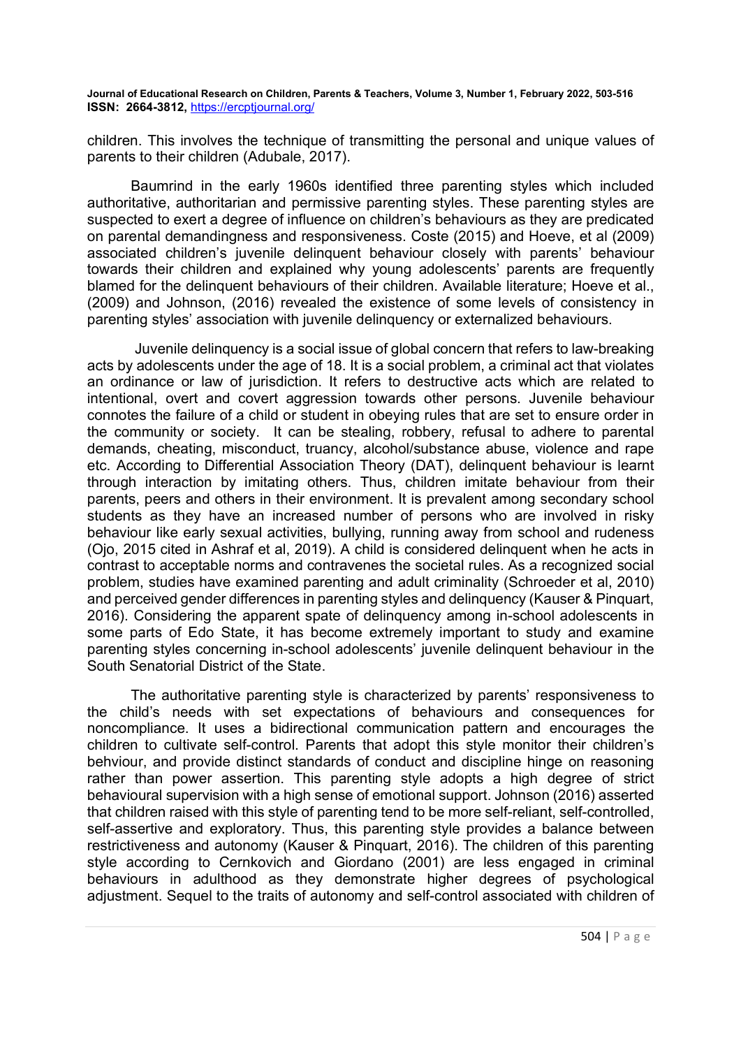children. This involves the technique of transmitting the personal and unique values of parents to their children (Adubale, 2017).

Baumrind in the early 1960s identified three parenting styles which included authoritative, authoritarian and permissive parenting styles. These parenting styles are suspected to exert a degree of influence on children's behaviours as they are predicated on parental demandingness and responsiveness. Coste (2015) and Hoeve, et al (2009) associated children's juvenile delinquent behaviour closely with parents' behaviour towards their children and explained why young adolescents' parents are frequently blamed for the delinquent behaviours of their children. Available literature; Hoeve et al., (2009) and Johnson, (2016) revealed the existence of some levels of consistency in parenting styles' association with juvenile delinquency or externalized behaviours.

Juvenile delinquency is a social issue of global concern that refers to law-breaking acts by adolescents under the age of 18. It is a social problem, a criminal act that violates an ordinance or law of jurisdiction. It refers to destructive acts which are related to intentional, overt and covert aggression towards other persons. Juvenile behaviour connotes the failure of a child or student in obeying rules that are set to ensure order in the community or society. It can be stealing, robbery, refusal to adhere to parental demands, cheating, misconduct, truancy, alcohol/substance abuse, violence and rape etc. According to Differential Association Theory (DAT), delinquent behaviour is learnt through interaction by imitating others. Thus, children imitate behaviour from their parents, peers and others in their environment. It is prevalent among secondary school students as they have an increased number of persons who are involved in risky behaviour like early sexual activities, bullying, running away from school and rudeness (Ojo, 2015 cited in Ashraf et al, 2019). A child is considered delinquent when he acts in contrast to acceptable norms and contravenes the societal rules. As a recognized social problem, studies have examined parenting and adult criminality (Schroeder et al, 2010) and perceived gender differences in parenting styles and delinquency (Kauser & Pinquart, 2016). Considering the apparent spate of delinquency among in-school adolescents in some parts of Edo State, it has become extremely important to study and examine parenting styles concerning in-school adolescents' juvenile delinquent behaviour in the South Senatorial District of the State.

The authoritative parenting style is characterized by parents' responsiveness to the child's needs with set expectations of behaviours and consequences for noncompliance. It uses a bidirectional communication pattern and encourages the children to cultivate self-control. Parents that adopt this style monitor their children's behviour, and provide distinct standards of conduct and discipline hinge on reasoning rather than power assertion. This parenting style adopts a high degree of strict behavioural supervision with a high sense of emotional support. Johnson (2016) asserted that children raised with this style of parenting tend to be more self-reliant, self-controlled, self-assertive and exploratory. Thus, this parenting style provides a balance between restrictiveness and autonomy (Kauser & Pinquart, 2016). The children of this parenting style according to Cernkovich and Giordano (2001) are less engaged in criminal behaviours in adulthood as they demonstrate higher degrees of psychological adjustment. Sequel to the traits of autonomy and self-control associated with children of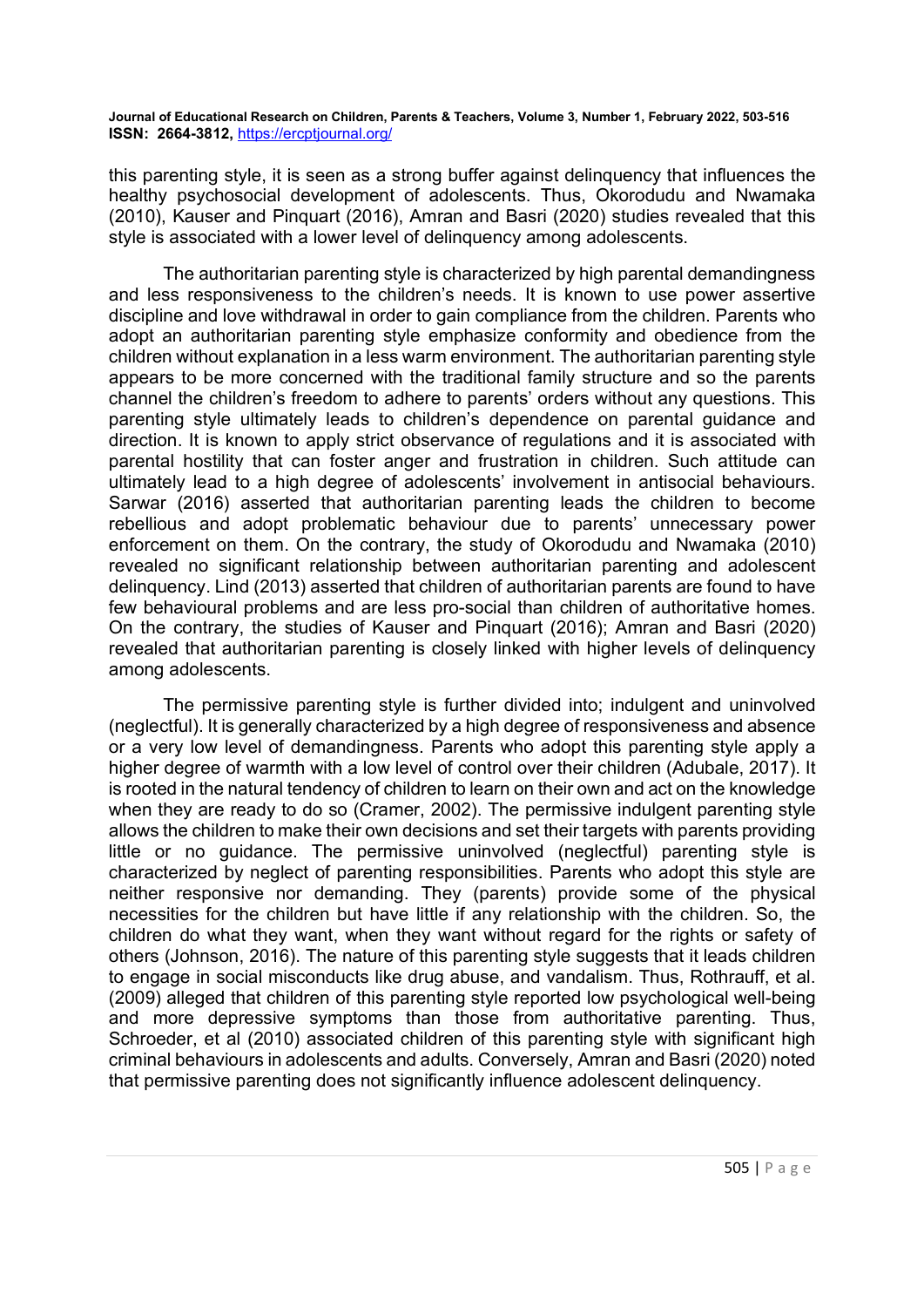this parenting style, it is seen as a strong buffer against delinquency that influences the healthy psychosocial development of adolescents. Thus, Okorodudu and Nwamaka (2010), Kauser and Pinquart (2016), Amran and Basri (2020) studies revealed that this style is associated with a lower level of delinquency among adolescents.

The authoritarian parenting style is characterized by high parental demandingness and less responsiveness to the children's needs. It is known to use power assertive discipline and love withdrawal in order to gain compliance from the children. Parents who adopt an authoritarian parenting style emphasize conformity and obedience from the children without explanation in a less warm environment. The authoritarian parenting style appears to be more concerned with the traditional family structure and so the parents channel the children's freedom to adhere to parents' orders without any questions. This parenting style ultimately leads to children's dependence on parental guidance and direction. It is known to apply strict observance of regulations and it is associated with parental hostility that can foster anger and frustration in children. Such attitude can ultimately lead to a high degree of adolescents' involvement in antisocial behaviours. Sarwar (2016) asserted that authoritarian parenting leads the children to become rebellious and adopt problematic behaviour due to parents' unnecessary power enforcement on them. On the contrary, the study of Okorodudu and Nwamaka (2010) revealed no significant relationship between authoritarian parenting and adolescent delinquency. Lind (2013) asserted that children of authoritarian parents are found to have few behavioural problems and are less pro-social than children of authoritative homes. On the contrary, the studies of Kauser and Pinquart (2016); Amran and Basri (2020) revealed that authoritarian parenting is closely linked with higher levels of delinquency among adolescents.

The permissive parenting style is further divided into; indulgent and uninvolved (neglectful). It is generally characterized by a high degree of responsiveness and absence or a very low level of demandingness. Parents who adopt this parenting style apply a higher degree of warmth with a low level of control over their children (Adubale, 2017). It is rooted in the natural tendency of children to learn on their own and act on the knowledge when they are ready to do so (Cramer, 2002). The permissive indulgent parenting style allows the children to make their own decisions and set their targets with parents providing little or no guidance. The permissive uninvolved (neglectful) parenting style is characterized by neglect of parenting responsibilities. Parents who adopt this style are neither responsive nor demanding. They (parents) provide some of the physical necessities for the children but have little if any relationship with the children. So, the children do what they want, when they want without regard for the rights or safety of others (Johnson, 2016). The nature of this parenting style suggests that it leads children to engage in social misconducts like drug abuse, and vandalism. Thus, Rothrauff, et al. (2009) alleged that children of this parenting style reported low psychological well-being and more depressive symptoms than those from authoritative parenting. Thus, Schroeder, et al (2010) associated children of this parenting style with significant high criminal behaviours in adolescents and adults. Conversely, Amran and Basri (2020) noted that permissive parenting does not significantly influence adolescent delinquency.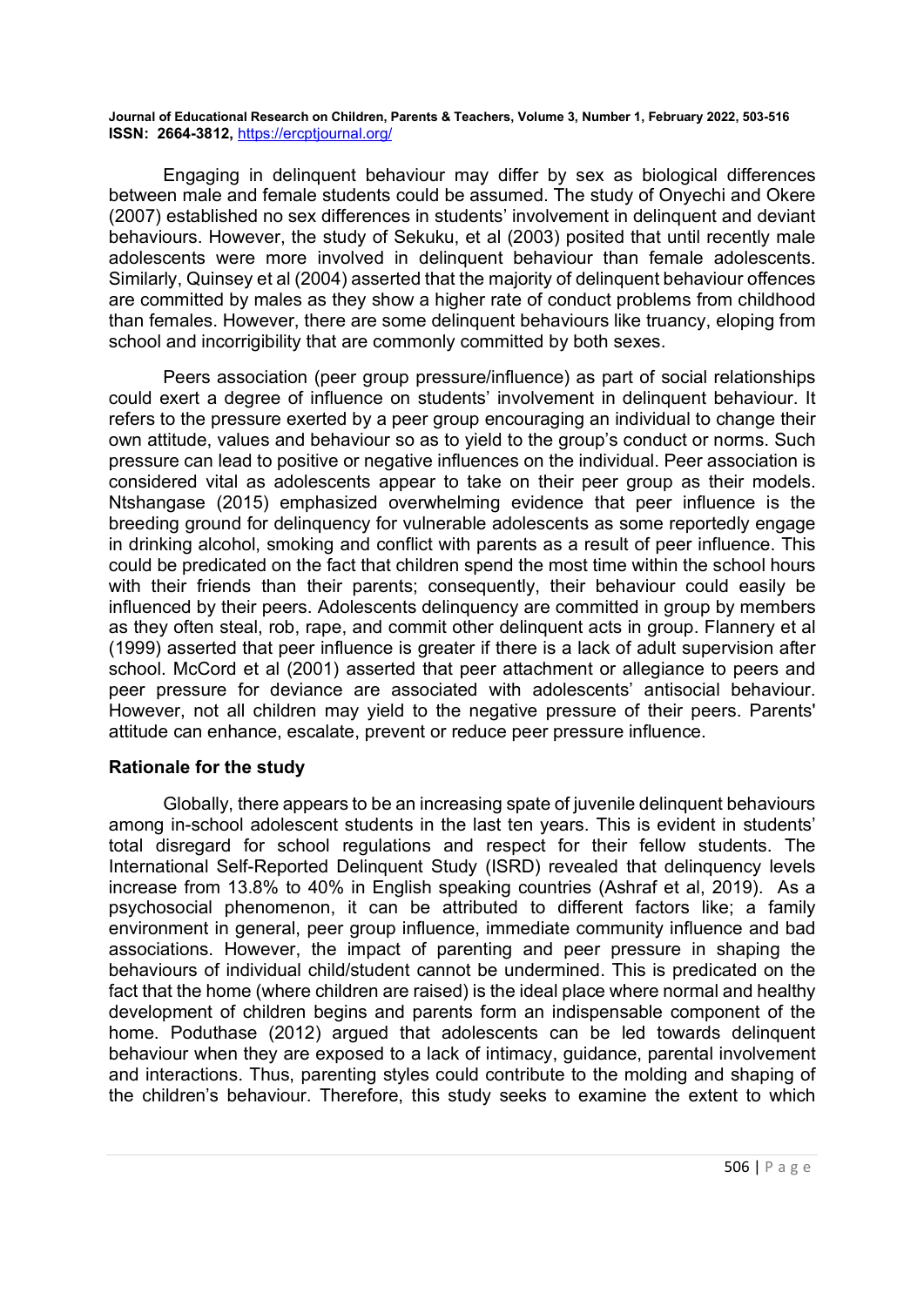Engaging in delinquent behaviour may differ by sex as biological differences between male and female students could be assumed. The study of Onyechi and Okere (2007) established no sex differences in students' involvement in delinquent and deviant behaviours. However, the study of Sekuku, et al (2003) posited that until recently male adolescents were more involved in delinquent behaviour than female adolescents. Similarly, Quinsey et al (2004) asserted that the majority of delinquent behaviour offences are committed by males as they show a higher rate of conduct problems from childhood than females. However, there are some delinquent behaviours like truancy, eloping from school and incorrigibility that are commonly committed by both sexes.

Peers association (peer group pressure/influence) as part of social relationships could exert a degree of influence on students' involvement in delinquent behaviour. It refers to the pressure exerted by a peer group encouraging an individual to change their own attitude, values and behaviour so as to yield to the group's conduct or norms. Such pressure can lead to positive or negative influences on the individual. Peer association is considered vital as adolescents appear to take on their peer group as their models. Ntshangase (2015) emphasized overwhelming evidence that peer influence is the breeding ground for delinquency for vulnerable adolescents as some reportedly engage in drinking alcohol, smoking and conflict with parents as a result of peer influence. This could be predicated on the fact that children spend the most time within the school hours with their friends than their parents; consequently, their behaviour could easily be influenced by their peers. Adolescents delinquency are committed in group by members as they often steal, rob, rape, and commit other delinquent acts in group. Flannery et al (1999) asserted that peer influence is greater if there is a lack of adult supervision after school. McCord et al (2001) asserted that peer attachment or allegiance to peers and peer pressure for deviance are associated with adolescents' antisocial behaviour. However, not all children may yield to the negative pressure of their peers. Parents' attitude can enhance, escalate, prevent or reduce peer pressure influence.

## Rationale for the study

Globally, there appears to be an increasing spate of juvenile delinquent behaviours among in-school adolescent students in the last ten years. This is evident in students' total disregard for school regulations and respect for their fellow students. The International Self-Reported Delinquent Study (ISRD) revealed that delinquency levels increase from 13.8% to 40% in English speaking countries (Ashraf et al, 2019). As a psychosocial phenomenon, it can be attributed to different factors like; a family environment in general, peer group influence, immediate community influence and bad associations. However, the impact of parenting and peer pressure in shaping the behaviours of individual child/student cannot be undermined. This is predicated on the fact that the home (where children are raised) is the ideal place where normal and healthy development of children begins and parents form an indispensable component of the home. Poduthase (2012) argued that adolescents can be led towards delinquent behaviour when they are exposed to a lack of intimacy, guidance, parental involvement and interactions. Thus, parenting styles could contribute to the molding and shaping of the children's behaviour. Therefore, this study seeks to examine the extent to which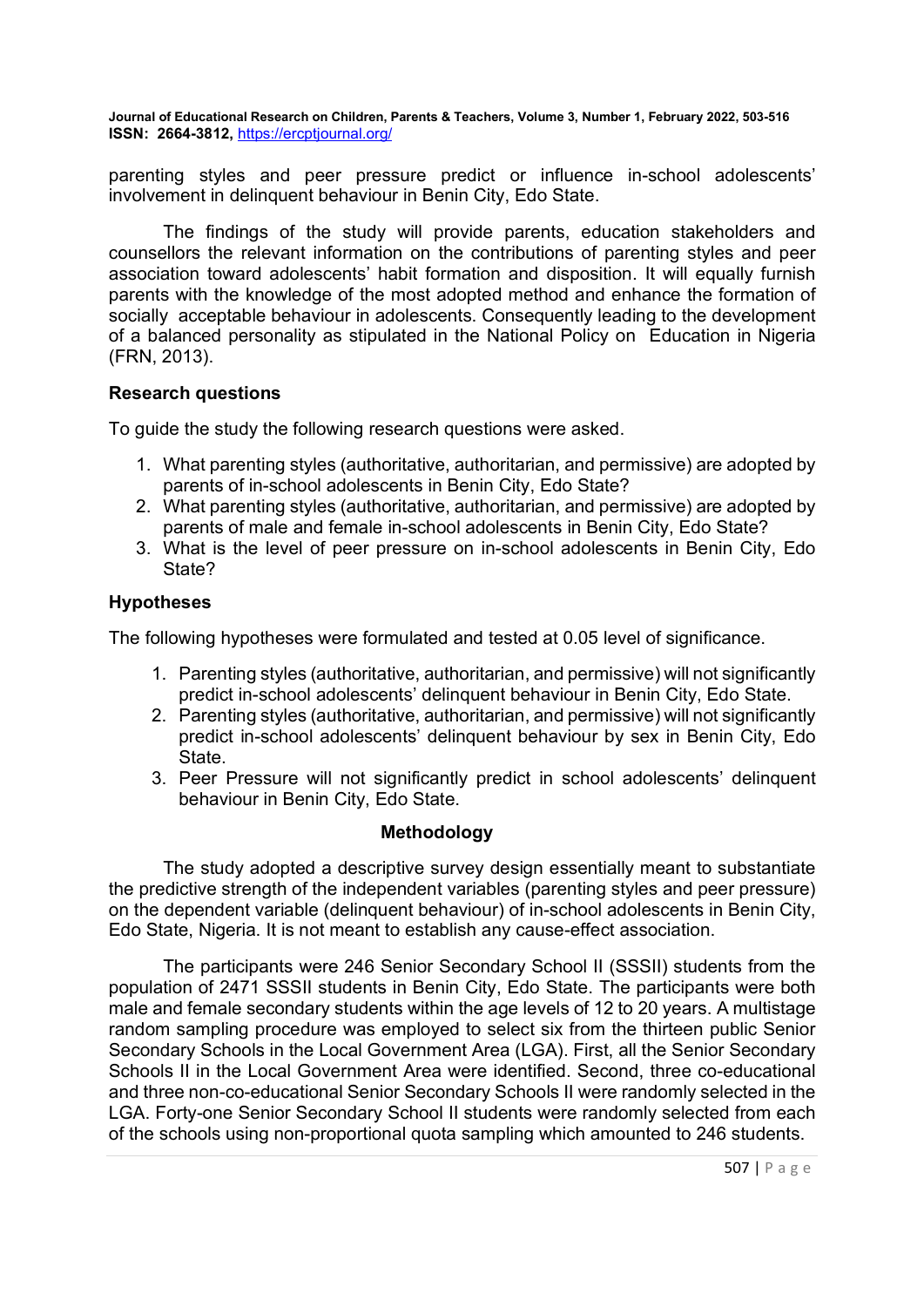parenting styles and peer pressure predict or influence in-school adolescents' involvement in delinquent behaviour in Benin City, Edo State.

The findings of the study will provide parents, education stakeholders and counsellors the relevant information on the contributions of parenting styles and peer association toward adolescents' habit formation and disposition. It will equally furnish parents with the knowledge of the most adopted method and enhance the formation of socially acceptable behaviour in adolescents. Consequently leading to the development of a balanced personality as stipulated in the National Policy on Education in Nigeria (FRN, 2013).

## Research questions

To guide the study the following research questions were asked.

1. What parenting styles (authoritative, authoritarian, and permissive) are adopted by parents of in-school adolescents in Benin City, Edo State?
2. What parenting styles (authoritative, authoritarian, and permissive) are adopted by parents of male and female in-school adolescents in Benin City, Edo State?
3. What is the level of peer pressure on in-school adolescents in Benin City, Edo State?

## Hypotheses

The following hypotheses were formulated and tested at 0.05 level of significance.

1. Parenting styles (authoritative, authoritarian, and permissive) will not significantly predict in-school adolescents' delinquent behaviour in Benin City, Edo State.
2. Parenting styles (authoritative, authoritarian, and permissive) will not significantly predict in-school adolescents' delinquent behaviour by sex in Benin City, Edo State.
3. Peer Pressure will not significantly predict in school adolescents' delinquent behaviour in Benin City, Edo State.

## Methodology

The study adopted a descriptive survey design essentially meant to substantiate the predictive strength of the independent variables (parenting styles and peer pressure) on the dependent variable (delinquent behaviour) of in-school adolescents in Benin City, Edo State, Nigeria. It is not meant to establish any cause-effect association.

The participants were 246 Senior Secondary School II (SSSII) students from the population of 2471 SSSII students in Benin City, Edo State. The participants were both male and female secondary students within the age levels of 12 to 20 years. A multistage random sampling procedure was employed to select six from the thirteen public Senior Secondary Schools in the Local Government Area (LGA). First, all the Senior Secondary Schools II in the Local Government Area were identified. Second, three co-educational and three non-co-educational Senior Secondary Schools II were randomly selected in the LGA. Forty-one Senior Secondary School II students were randomly selected from each of the schools using non-proportional quota sampling which amounted to 246 students.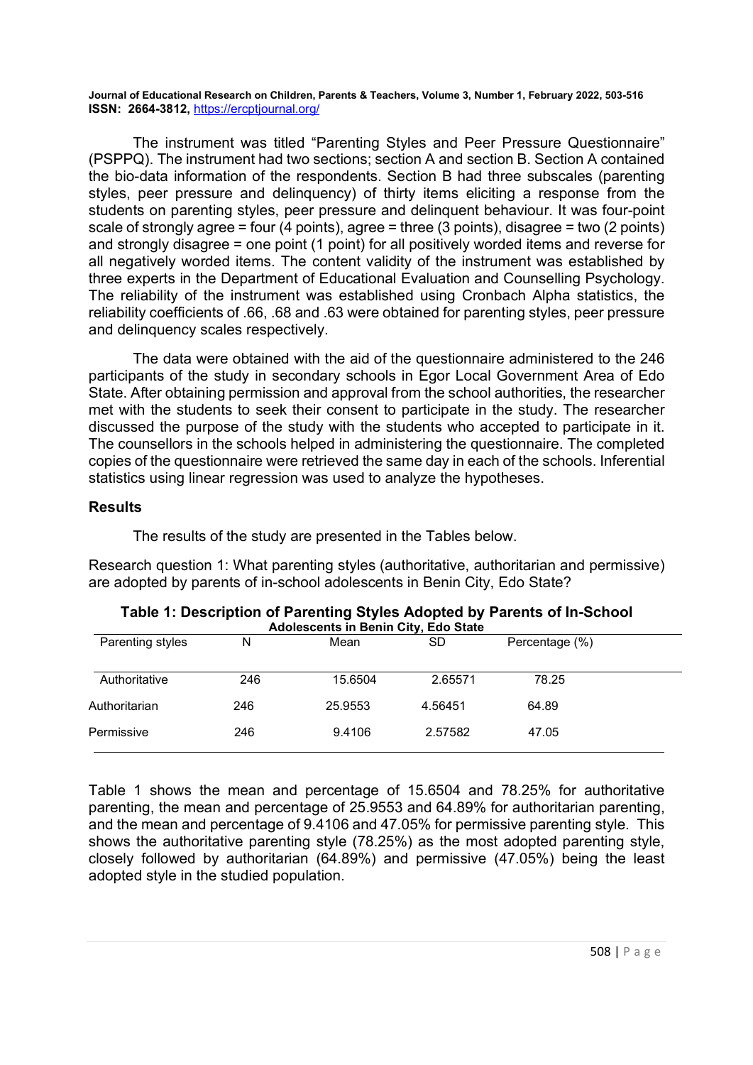The instrument was titled "Parenting Styles and Peer Pressure Questionnaire" (PSPPQ). The instrument had two sections; section A and section B. Section A contained the bio-data information of the respondents. Section B had three subscales (parenting styles, peer pressure and delinquency) of thirty items eliciting a response from the students on parenting styles, peer pressure and delinquent behaviour. It was four-point scale of strongly agree = four (4 points), agree = three (3 points), disagree = two (2 points) and strongly disagree = one point (1 point) for all positively worded items and reverse for all negatively worded items. The content validity of the instrument was established by three experts in the Department of Educational Evaluation and Counselling Psychology. The reliability of the instrument was established using Cronbach Alpha statistics, the reliability coefficients of .66, .68 and .63 were obtained for parenting styles, peer pressure and delinquency scales respectively.

The data were obtained with the aid of the questionnaire administered to the 246 participants of the study in secondary schools in Egor Local Government Area of Edo State. After obtaining permission and approval from the school authorities, the researcher met with the students to seek their consent to participate in the study. The researcher discussed the purpose of the study with the students who accepted to participate in it. The counsellors in the schools helped in administering the questionnaire. The completed copies of the questionnaire were retrieved the same day in each of the schools. Inferential statistics using linear regression was used to analyze the hypotheses.

## Results

The results of the study are presented in the Tables below.

Research question 1: What parenting styles (authoritative, authoritarian and permissive) are adopted by parents of in-school adolescents in Benin City, Edo State?

**Table 1: Description of Parenting Styles Adopted by Parents of In-School Adolescents in Benin City, Edo State**

| Parenting styles | N | Mean | SD | Percentage (%) |
|---|---|---|---|---|
| Authoritative | 246 | 15.6504 | 2.65571 | 78.25 |
| Authoritarian | 246 | 25.9553 | 4.56451 | 64.89 |
| Permissive | 246 | 9.4106 | 2.57582 | 47.05 |

Table 1 shows the mean and percentage of 15.6504 and 78.25% for authoritative parenting, the mean and percentage of 25.9553 and 64.89% for authoritarian parenting, and the mean and percentage of 9.4106 and 47.05% for permissive parenting style. This shows the authoritative parenting style (78.25%) as the most adopted parenting style, closely followed by authoritarian (64.89%) and permissive (47.05%) being the least adopted style in the studied population.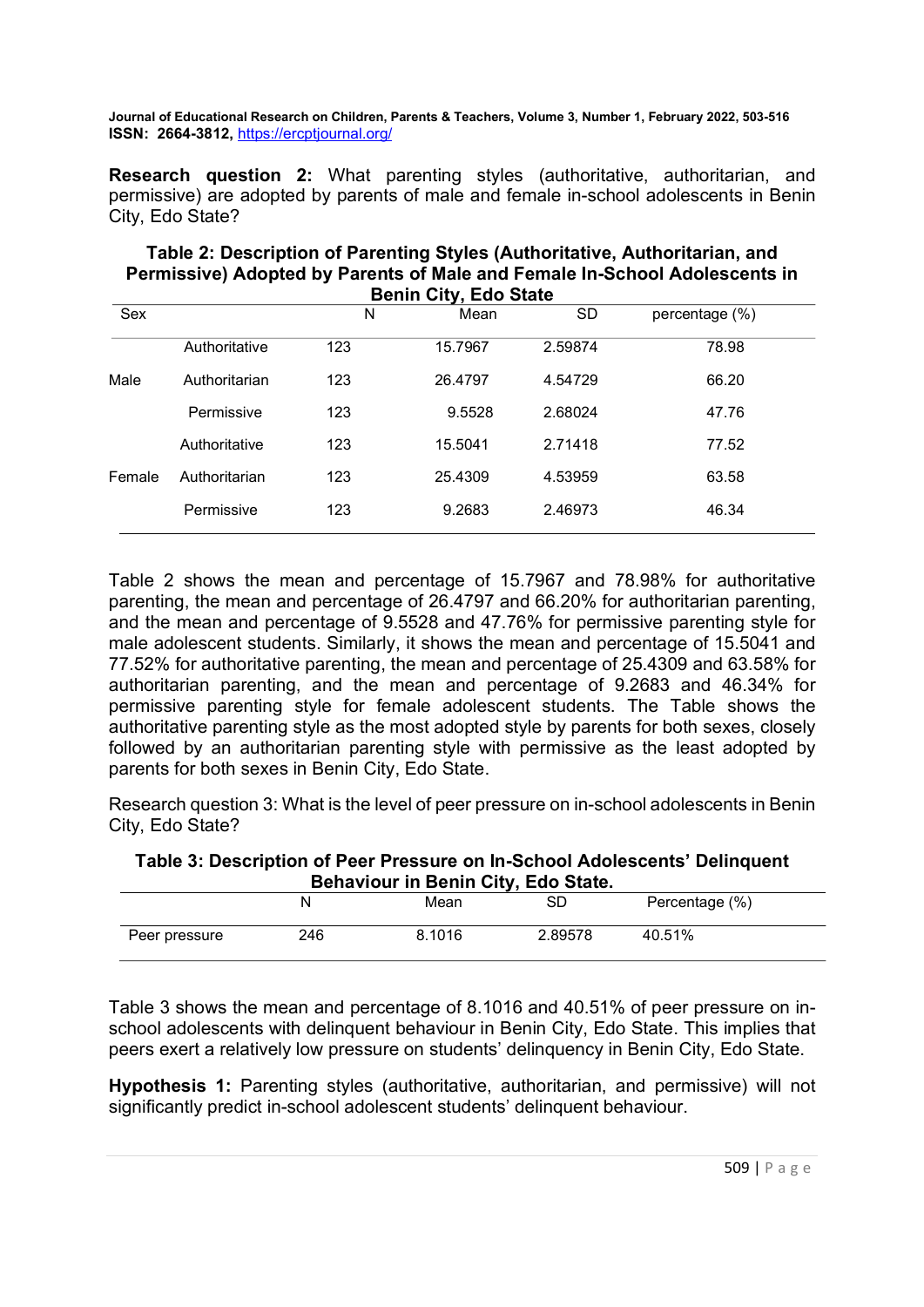**Research question 2:** What parenting styles (authoritative, authoritarian, and permissive) are adopted by parents of male and female in-school adolescents in Benin City, Edo State?

**Table 2: Description of Parenting Styles (Authoritative, Authoritarian, and Permissive) Adopted by Parents of Male and Female In-School Adolescents in Benin City, Edo State**

| Sex | | N | Mean | SD | percentage (%) |
|---|---|---|---|---|---|
| | Authoritative | 123 | 15.7967 | 2.59874 | 78.98 |
| Male | Authoritarian | 123 | 26.4797 | 4.54729 | 66.20 |
| | Permissive | 123 | 9.5528 | 2.68024 | 47.76 |
| | Authoritative | 123 | 15.5041 | 2.71418 | 77.52 |
| Female | Authoritarian | 123 | 25.4309 | 4.53959 | 63.58 |
| | Permissive | 123 | 9.2683 | 2.46973 | 46.34 |

Table 2 shows the mean and percentage of 15.7967 and 78.98% for authoritative parenting, the mean and percentage of 26.4797 and 66.20% for authoritarian parenting, and the mean and percentage of 9.5528 and 47.76% for permissive parenting style for male adolescent students. Similarly, it shows the mean and percentage of 15.5041 and 77.52% for authoritative parenting, the mean and percentage of 25.4309 and 63.58% for authoritarian parenting, and the mean and percentage of 9.2683 and 46.34% for permissive parenting style for female adolescent students. The Table shows the authoritative parenting style as the most adopted style by parents for both sexes, closely followed by an authoritarian parenting style with permissive as the least adopted by parents for both sexes in Benin City, Edo State.

Research question 3: What is the level of peer pressure on in-school adolescents in Benin City, Edo State?

**Table 3: Description of Peer Pressure on In-School Adolescents' Delinquent Behaviour in Benin City, Edo State.**

| | N | Mean | SD | Percentage (%) |
|---|---|---|---|---|
| Peer pressure | 246 | 8.1016 | 2.89578 | 40.51% |

Table 3 shows the mean and percentage of 8.1016 and 40.51% of peer pressure on in-school adolescents with delinquent behaviour in Benin City, Edo State. This implies that peers exert a relatively low pressure on students' delinquency in Benin City, Edo State.

**Hypothesis 1:** Parenting styles (authoritative, authoritarian, and permissive) will not significantly predict in-school adolescent students' delinquent behaviour.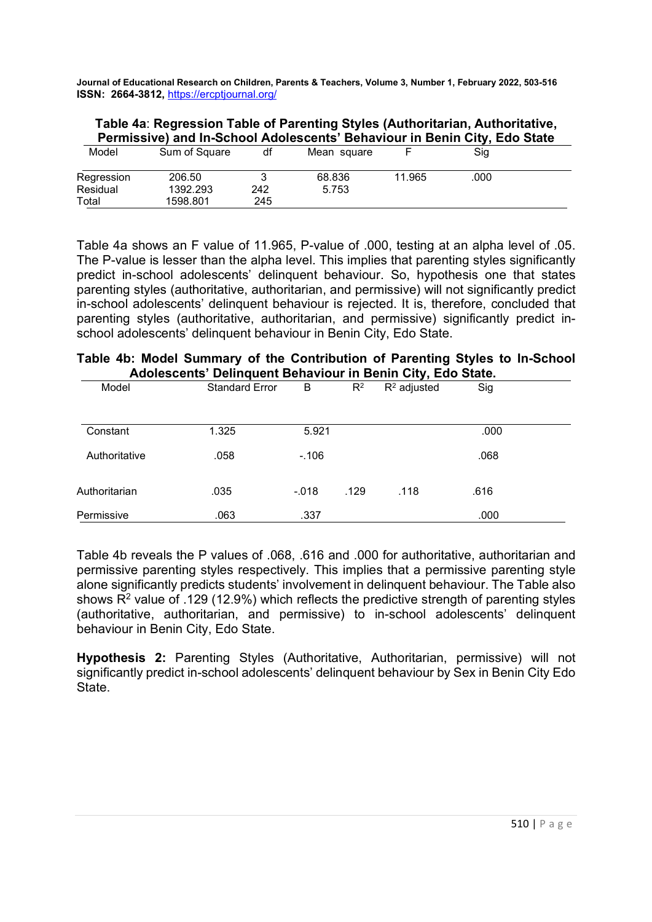**Table 4a**: **Regression Table of Parenting Styles (Authoritarian, Authoritative, Permissive) and In-School Adolescents' Behaviour in Benin City, Edo State**

| Model | Sum of Square | df | Mean square | F | Sig |
|---|---|---|---|---|---|
| Regression | 206.50 | 3 | 68.836 | 11.965 | .000 |
| Residual | 1392.293 | 242 | 5.753 | | |
| Total | 1598.801 | 245 | | | |

Table 4a shows an F value of 11.965, P-value of .000, testing at an alpha level of .05. The P-value is lesser than the alpha level. This implies that parenting styles significantly predict in-school adolescents' delinquent behaviour. So, hypothesis one that states parenting styles (authoritative, authoritarian, and permissive) will not significantly predict in-school adolescents' delinquent behaviour is rejected. It is, therefore, concluded that parenting styles (authoritative, authoritarian, and permissive) significantly predict in-school adolescents' delinquent behaviour in Benin City, Edo State.

**Table 4b: Model Summary of the Contribution of Parenting Styles to In-School Adolescents' Delinquent Behaviour in Benin City, Edo State.**

| Model | Standard Error | B | $R^2$ | $R^2$ adjusted | Sig |
|---|---|---|---|---|---|
| Constant | 1.325 | 5.921 | | | .000 |
| Authoritative | .058 | -.106 | | | .068 |
| Authoritarian | .035 | -.018 | .129 | .118 | .616 |
| Permissive | .063 | .337 | | | .000 |

Table 4b reveals the P values of .068, .616 and .000 for authoritative, authoritarian and permissive parenting styles respectively. This implies that a permissive parenting style alone significantly predicts students' involvement in delinquent behaviour. The Table also shows $R^2$ value of .129 (12.9%) which reflects the predictive strength of parenting styles (authoritative, authoritarian, and permissive) to in-school adolescents' delinquent behaviour in Benin City, Edo State.

**Hypothesis 2:** Parenting Styles (Authoritative, Authoritarian, permissive) will not significantly predict in-school adolescents' delinquent behaviour by Sex in Benin City Edo State.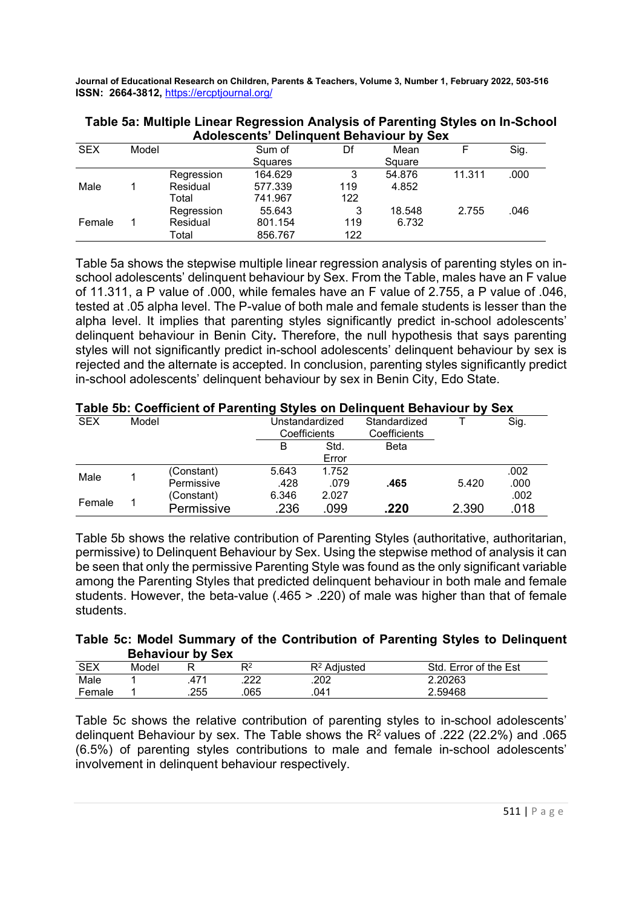**Table 5a: Multiple Linear Regression Analysis of Parenting Styles on In-School Adolescents' Delinquent Behaviour by Sex**

| SEX | Model | | Sum of Squares | Df | Mean Square | F | Sig. |
|---|---|---|---|---|---|---|---|
| Male | 1 | Regression | 164.629 | 3 | 54.876 | 11.311 | .000 |
| | | Residual | 577.339 | 119 | 4.852 | | |
| | | Total | 741.967 | 122 | | | |
| Female | 1 | Regression | 55.643 | 3 | 18.548 | 2.755 | .046 |
| | | Residual | 801.154 | 119 | 6.732 | | |
| | | Total | 856.767 | 122 | | | |

Table 5a shows the stepwise multiple linear regression analysis of parenting styles on in-school adolescents' delinquent behaviour by Sex. From the Table, males have an F value of 11.311, a P value of .000, while females have an F value of 2.755, a P value of .046, tested at .05 alpha level. The P-value of both male and female students is lesser than the alpha level. It implies that parenting styles significantly predict in-school adolescents' delinquent behaviour in Benin City**.** Therefore, the null hypothesis that says parenting styles will not significantly predict in-school adolescents' delinquent behaviour by sex is rejected and the alternate is accepted. In conclusion, parenting styles significantly predict in-school adolescents' delinquent behaviour by sex in Benin City, Edo State.

**Table 5b: Coefficient of Parenting Styles on Delinquent Behaviour by Sex**

| SEX | Model | | Unstandardized Coefficients | | Standardized Coefficients | T | Sig. |
|---|---|---|---|---|---|---|---|
| | | | B | Std. Error | Beta | | |
| Male | 1 | (Constant) | 5.643 | 1.752 | | | .002 |
| | | Permissive | .428 | .079 | **.465** | 5.420 | .000 |
| Female | 1 | (Constant) | 6.346 | 2.027 | | | .002 |
| | | Permissive | .236 | .099 | **.220** | 2.390 | .018 |

Table 5b shows the relative contribution of Parenting Styles (authoritative, authoritarian, permissive) to Delinquent Behaviour by Sex. Using the stepwise method of analysis it can be seen that only the permissive Parenting Style was found as the only significant variable among the Parenting Styles that predicted delinquent behaviour in both male and female students. However, the beta-value (.465 > .220) of male was higher than that of female students.

**Table 5c: Model Summary of the Contribution of Parenting Styles to Delinquent Behaviour by Sex**

| SEX | Model | R | $R^2$ | $R^2$ Adjusted | Std. Error of the Est |
|---|---|---|---|---|---|
| Male | 1 | .471 | .222 | .202 | 2.20263 |
| Female | 1 | .255 | .065 | .041 | 2.59468 |

Table 5c shows the relative contribution of parenting styles to in-school adolescents' delinquent Behaviour by sex. The Table shows the $R^2$ values of .222 (22.2%) and .065 (6.5%) of parenting styles contributions to male and female in-school adolescents' involvement in delinquent behaviour respectively.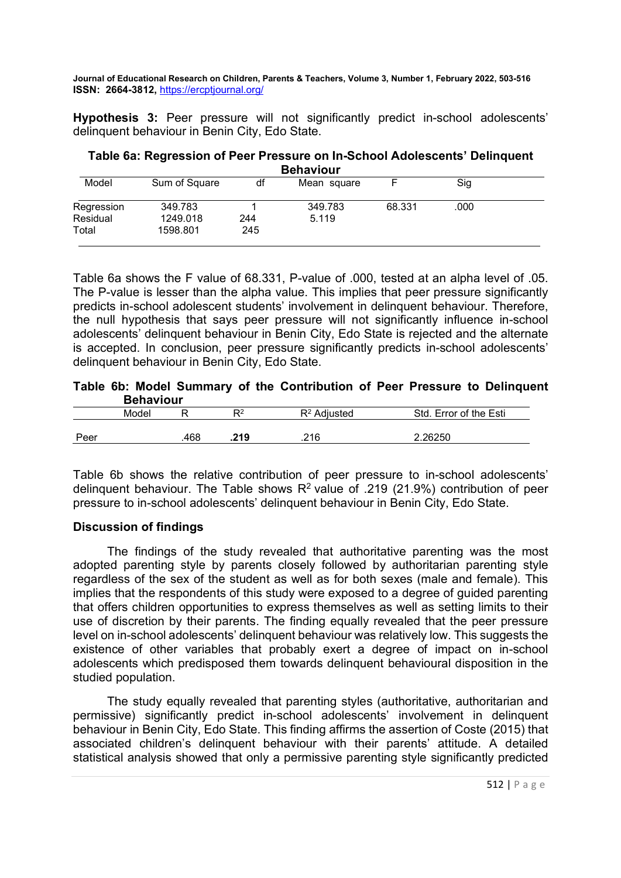**Hypothesis 3:** Peer pressure will not significantly predict in-school adolescents' delinquent behaviour in Benin City, Edo State.

**Table 6a: Regression of Peer Pressure on In-School Adolescents' Delinquent Behaviour**

| Model | Sum of Square | df | Mean square | F | Sig |
|---|---|---|---|---|---|
| Regression | 349.783 | 1 | 349.783 | 68.331 | .000 |
| Residual | 1249.018 | 244 | 5.119 | | |
| Total | 1598.801 | 245 | | | |

Table 6a shows the F value of 68.331, P-value of .000, tested at an alpha level of .05. The P-value is lesser than the alpha value. This implies that peer pressure significantly predicts in-school adolescent students' involvement in delinquent behaviour. Therefore, the null hypothesis that says peer pressure will not significantly influence in-school adolescents' delinquent behaviour in Benin City, Edo State is rejected and the alternate is accepted. In conclusion, peer pressure significantly predicts in-school adolescents' delinquent behaviour in Benin City, Edo State.

**Table 6b: Model Summary of the Contribution of Peer Pressure to Delinquent Behaviour**

| | Model | R | $R^2$ | $R^2$ Adjusted | Std. Error of the Esti |
|---|---|---|---|---|---|
| Peer | | .468 | **.219** | .216 | 2.26250 |

Table 6b shows the relative contribution of peer pressure to in-school adolescents' delinquent behaviour. The Table shows $R^2$ value of .219 (21.9%) contribution of peer pressure to in-school adolescents' delinquent behaviour in Benin City, Edo State.

### Discussion of findings

The findings of the study revealed that authoritative parenting was the most adopted parenting style by parents closely followed by authoritarian parenting style regardless of the sex of the student as well as for both sexes (male and female). This implies that the respondents of this study were exposed to a degree of guided parenting that offers children opportunities to express themselves as well as setting limits to their use of discretion by their parents. The finding equally revealed that the peer pressure level on in-school adolescents' delinquent behaviour was relatively low. This suggests the existence of other variables that probably exert a degree of impact on in-school adolescents which predisposed them towards delinquent behavioural disposition in the studied population.

The study equally revealed that parenting styles (authoritative, authoritarian and permissive) significantly predict in-school adolescents' involvement in delinquent behaviour in Benin City, Edo State. This finding affirms the assertion of Coste (2015) that associated children's delinquent behaviour with their parents' attitude. A detailed statistical analysis showed that only a permissive parenting style significantly predicted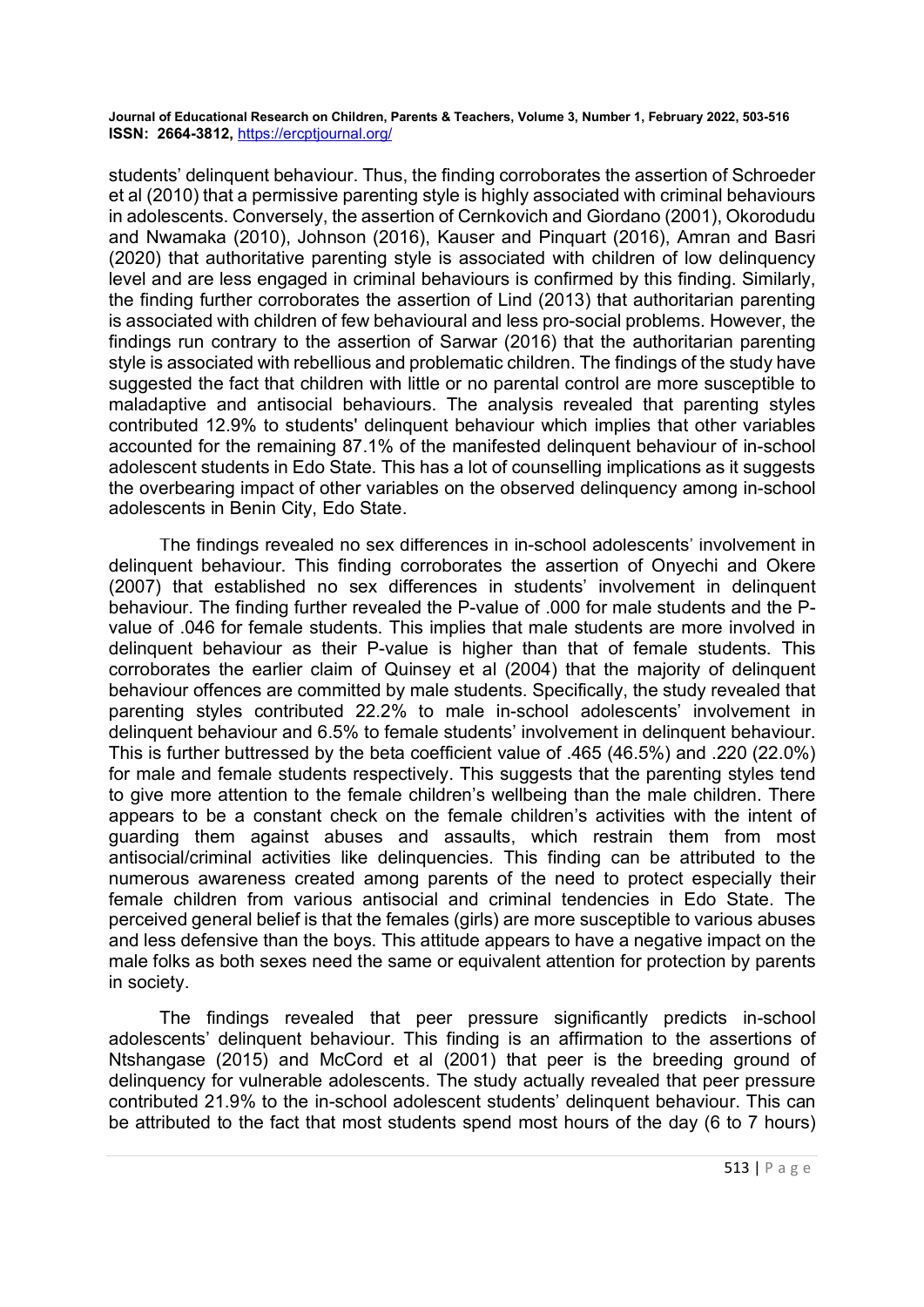students' delinquent behaviour. Thus, the finding corroborates the assertion of Schroeder et al (2010) that a permissive parenting style is highly associated with criminal behaviours in adolescents. Conversely, the assertion of Cernkovich and Giordano (2001), Okorodudu and Nwamaka (2010), Johnson (2016), Kauser and Pinquart (2016), Amran and Basri (2020) that authoritative parenting style is associated with children of low delinquency level and are less engaged in criminal behaviours is confirmed by this finding. Similarly, the finding further corroborates the assertion of Lind (2013) that authoritarian parenting is associated with children of few behavioural and less pro-social problems. However, the findings run contrary to the assertion of Sarwar (2016) that the authoritarian parenting style is associated with rebellious and problematic children. The findings of the study have suggested the fact that children with little or no parental control are more susceptible to maladaptive and antisocial behaviours. The analysis revealed that parenting styles contributed 12.9% to students' delinquent behaviour which implies that other variables accounted for the remaining 87.1% of the manifested delinquent behaviour of in-school adolescent students in Edo State. This has a lot of counselling implications as it suggests the overbearing impact of other variables on the observed delinquency among in-school adolescents in Benin City, Edo State.

The findings revealed no sex differences in in-school adolescents' involvement in delinquent behaviour. This finding corroborates the assertion of Onyechi and Okere (2007) that established no sex differences in students' involvement in delinquent behaviour. The finding further revealed the P-value of .000 for male students and the P-value of .046 for female students. This implies that male students are more involved in delinquent behaviour as their P-value is higher than that of female students. This corroborates the earlier claim of Quinsey et al (2004) that the majority of delinquent behaviour offences are committed by male students. Specifically, the study revealed that parenting styles contributed 22.2% to male in-school adolescents' involvement in delinquent behaviour and 6.5% to female students' involvement in delinquent behaviour. This is further buttressed by the beta coefficient value of .465 (46.5%) and .220 (22.0%) for male and female students respectively. This suggests that the parenting styles tend to give more attention to the female children's wellbeing than the male children. There appears to be a constant check on the female children's activities with the intent of guarding them against abuses and assaults, which restrain them from most antisocial/criminal activities like delinquencies. This finding can be attributed to the numerous awareness created among parents of the need to protect especially their female children from various antisocial and criminal tendencies in Edo State. The perceived general belief is that the females (girls) are more susceptible to various abuses and less defensive than the boys. This attitude appears to have a negative impact on the male folks as both sexes need the same or equivalent attention for protection by parents in society.

The findings revealed that peer pressure significantly predicts in-school adolescents' delinquent behaviour. This finding is an affirmation to the assertions of Ntshangase (2015) and McCord et al (2001) that peer is the breeding ground of delinquency for vulnerable adolescents. The study actually revealed that peer pressure contributed 21.9% to the in-school adolescent students' delinquent behaviour. This can be attributed to the fact that most students spend most hours of the day (6 to 7 hours)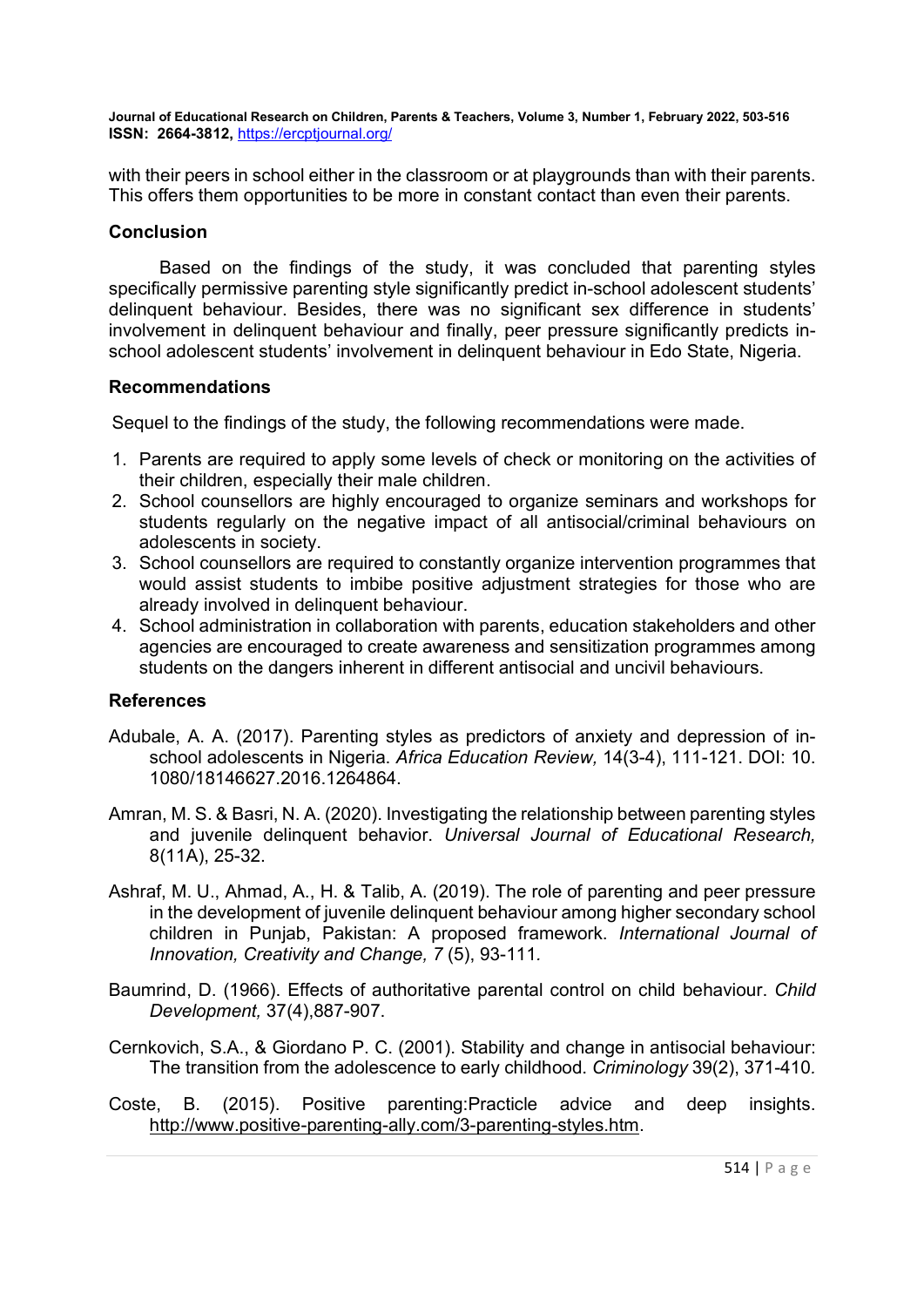with their peers in school either in the classroom or at playgrounds than with their parents. This offers them opportunities to be more in constant contact than even their parents.

## Conclusion

Based on the findings of the study, it was concluded that parenting styles specifically permissive parenting style significantly predict in-school adolescent students' delinquent behaviour. Besides, there was no significant sex difference in students' involvement in delinquent behaviour and finally, peer pressure significantly predicts in-school adolescent students' involvement in delinquent behaviour in Edo State, Nigeria.

## Recommendations

Sequel to the findings of the study, the following recommendations were made.

1. Parents are required to apply some levels of check or monitoring on the activities of their children, especially their male children.
2. School counsellors are highly encouraged to organize seminars and workshops for students regularly on the negative impact of all antisocial/criminal behaviours on adolescents in society.
3. School counsellors are required to constantly organize intervention programmes that would assist students to imbibe positive adjustment strategies for those who are already involved in delinquent behaviour.
4. School administration in collaboration with parents, education stakeholders and other agencies are encouraged to create awareness and sensitization programmes among students on the dangers inherent in different antisocial and uncivil behaviours.

## References

Adubale, A. A. (2017). Parenting styles as predictors of anxiety and depression of in-school adolescents in Nigeria. *Africa Education Review,* 14(3-4), 111-121. DOI: 10. 1080/18146627.2016.1264864.

Amran, M. S. & Basri, N. A. (2020). Investigating the relationship between parenting styles and juvenile delinquent behavior. *Universal Journal of Educational Research,* 8(11A), 25-32.

Ashraf, M. U., Ahmad, A., H. & Talib, A. (2019). The role of parenting and peer pressure in the development of juvenile delinquent behaviour among higher secondary school children in Punjab, Pakistan: A proposed framework. *International Journal of Innovation, Creativity and Change, 7* (5), 93-111.

Baumrind, D. (1966). Effects of authoritative parental control on child behaviour. *Child Development,* 37(4),887-907.

Cernkovich, S.A., & Giordano P. C. (2001). Stability and change in antisocial behaviour: The transition from the adolescence to early childhood. *Criminology* 39(2), 371-410.

Coste, B. (2015). Positive parenting:Practicle advice and deep insights. http://www.positive-parenting-ally.com/3-parenting-styles.htm.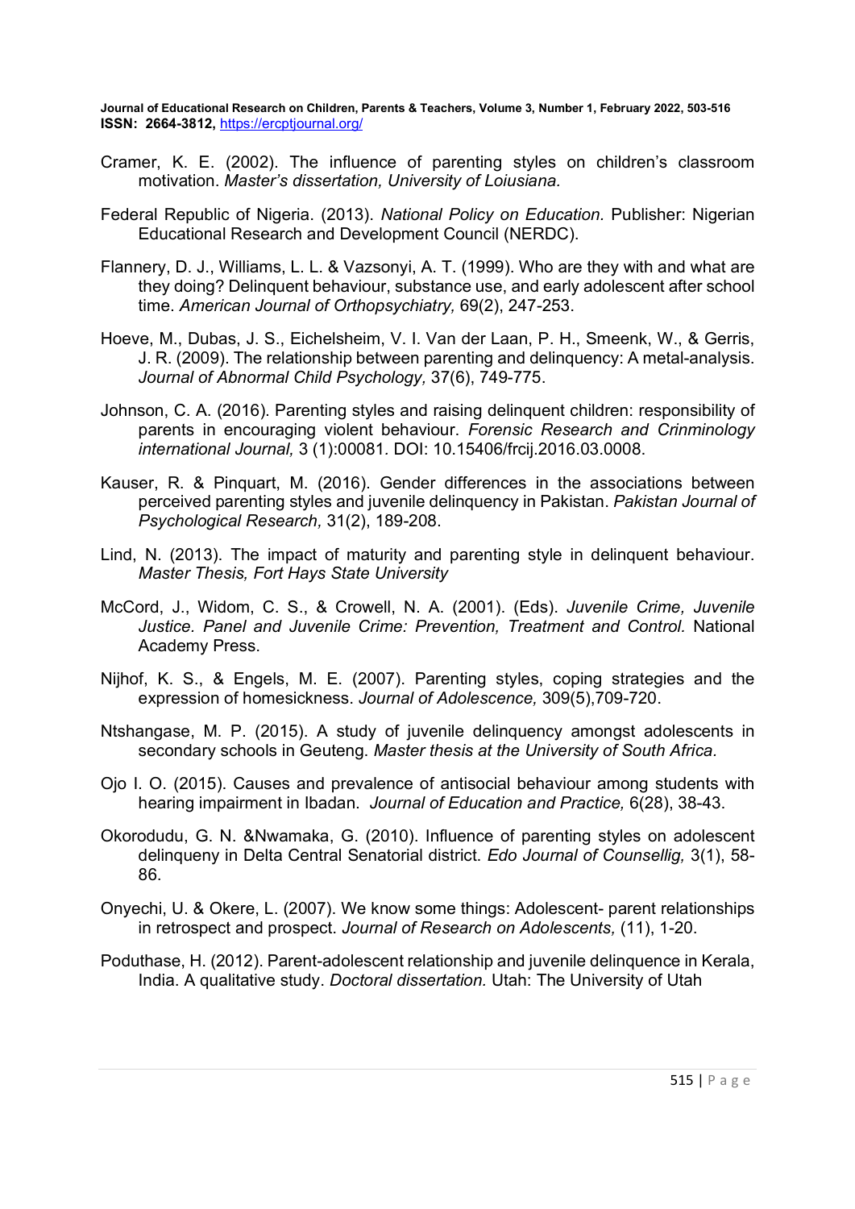Cramer, K. E. (2002). The influence of parenting styles on children's classroom motivation. *Master's dissertation, University of Loiusiana.*

Federal Republic of Nigeria. (2013). *National Policy on Education.* Publisher: Nigerian Educational Research and Development Council (NERDC).

Flannery, D. J., Williams, L. L. & Vazsonyi, A. T. (1999). Who are they with and what are they doing? Delinquent behaviour, substance use, and early adolescent after school time. *American Journal of Orthopsychiatry,* 69(2), 247-253.

Hoeve, M., Dubas, J. S., Eichelsheim, V. I. Van der Laan, P. H., Smeenk, W., & Gerris, J. R. (2009). The relationship between parenting and delinquency: A metal-analysis. *Journal of Abnormal Child Psychology,* 37(6), 749-775.

Johnson, C. A. (2016). Parenting styles and raising delinquent children: responsibility of parents in encouraging violent behaviour. *Forensic Research and Crinminology international Journal,* 3 (1):00081. DOI: 10.15406/frcij.2016.03.0008.

Kauser, R. & Pinquart, M. (2016). Gender differences in the associations between perceived parenting styles and juvenile delinquency in Pakistan. *Pakistan Journal of Psychological Research,* 31(2), 189-208.

Lind, N. (2013). The impact of maturity and parenting style in delinquent behaviour. *Master Thesis, Fort Hays State University*

McCord, J., Widom, C. S., & Crowell, N. A. (2001). (Eds). *Juvenile Crime, Juvenile Justice. Panel and Juvenile Crime: Prevention, Treatment and Control.* National Academy Press.

Nijhof, K. S., & Engels, M. E. (2007). Parenting styles, coping strategies and the expression of homesickness. *Journal of Adolescence,* 309(5),709-720.

Ntshangase, M. P. (2015). A study of juvenile delinquency amongst adolescents in secondary schools in Geuteng. *Master thesis at the University of South Africa.*

Ojo I. O. (2015). Causes and prevalence of antisocial behaviour among students with hearing impairment in Ibadan. *Journal of Education and Practice,* 6(28), 38-43.

Okorodudu, G. N. &Nwamaka, G. (2010). Influence of parenting styles on adolescent delinqueny in Delta Central Senatorial district. *Edo Journal of Counsellig,* 3(1), 58-86.

Onyechi, U. & Okere, L. (2007). We know some things: Adolescent- parent relationships in retrospect and prospect. *Journal of Research on Adolescents,* (11), 1-20.

Poduthase, H. (2012). Parent-adolescent relationship and juvenile delinquence in Kerala, India. A qualitative study. *Doctoral dissertation.* Utah: The University of Utah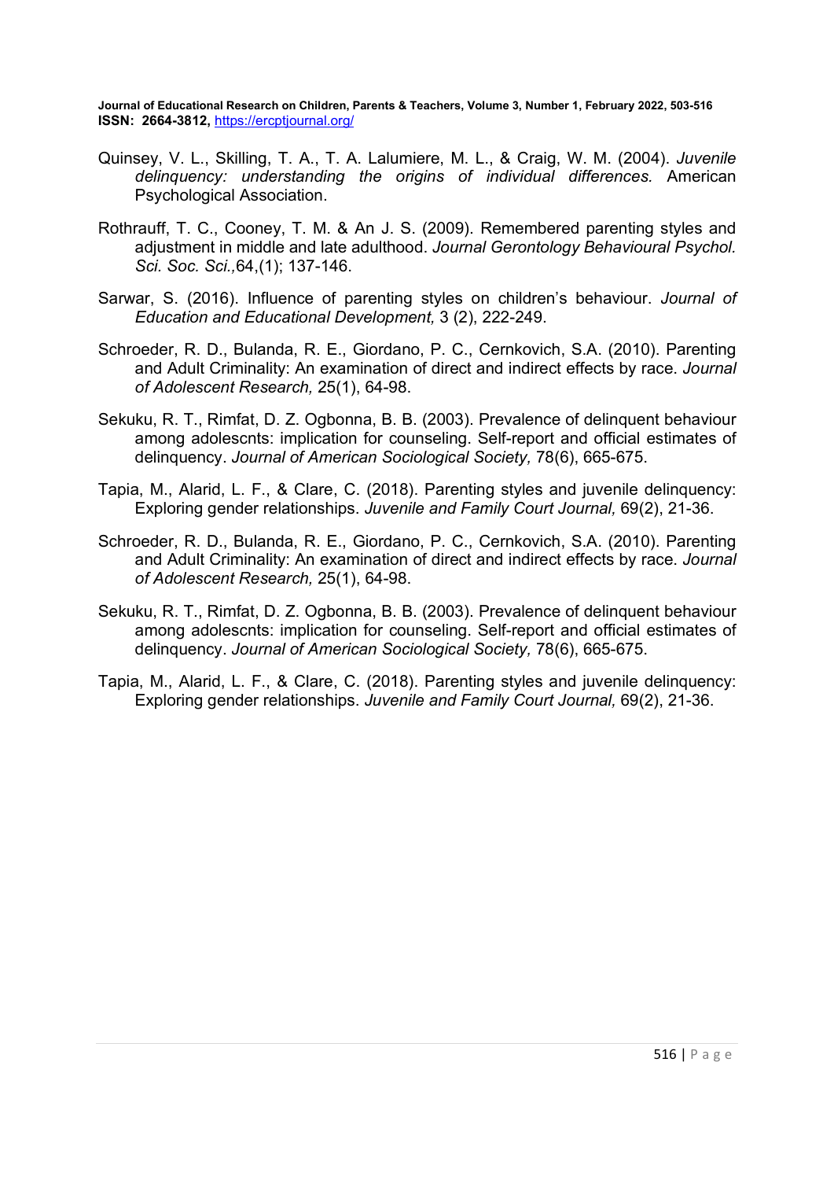Quinsey, V. L., Skilling, T. A., T. A. Lalumiere, M. L., & Craig, W. M. (2004). *Juvenile delinquency: understanding the origins of individual differences.* American Psychological Association.

Rothrauff, T. C., Cooney, T. M. & An J. S. (2009). Remembered parenting styles and adjustment in middle and late adulthood. *Journal Gerontology Behavioural Psychol. Sci. Soc. Sci.,*64,(1); 137-146.

Sarwar, S. (2016). Influence of parenting styles on children's behaviour. *Journal of Education and Educational Development,* 3 (2), 222-249.

Schroeder, R. D., Bulanda, R. E., Giordano, P. C., Cernkovich, S.A. (2010). Parenting and Adult Criminality: An examination of direct and indirect effects by race. *Journal of Adolescent Research,* 25(1), 64-98.

Sekuku, R. T., Rimfat, D. Z. Ogbonna, B. B. (2003). Prevalence of delinquent behaviour among adolescnts: implication for counseling. Self-report and official estimates of delinquency. *Journal of American Sociological Society,* 78(6), 665-675.

Tapia, M., Alarid, L. F., & Clare, C. (2018). Parenting styles and juvenile delinquency: Exploring gender relationships. *Juvenile and Family Court Journal,* 69(2), 21-36.

Schroeder, R. D., Bulanda, R. E., Giordano, P. C., Cernkovich, S.A. (2010). Parenting and Adult Criminality: An examination of direct and indirect effects by race. *Journal of Adolescent Research,* 25(1), 64-98.

Sekuku, R. T., Rimfat, D. Z. Ogbonna, B. B. (2003). Prevalence of delinquent behaviour among adolescnts: implication for counseling. Self-report and official estimates of delinquency. *Journal of American Sociological Society,* 78(6), 665-675.

Tapia, M., Alarid, L. F., & Clare, C. (2018). Parenting styles and juvenile delinquency: Exploring gender relationships. *Juvenile and Family Court Journal,* 69(2), 21-36.